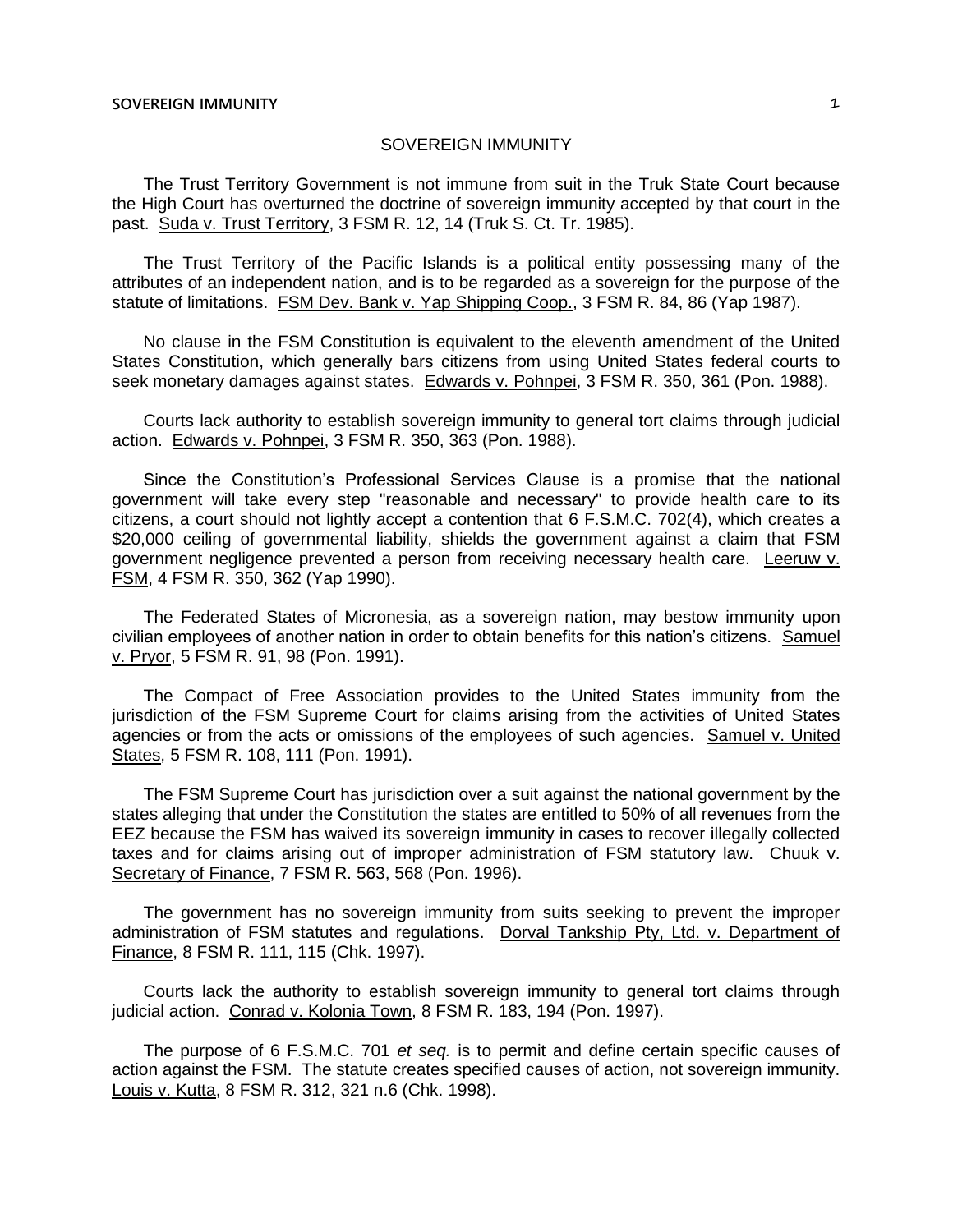# SOVEREIGN IMMUNITY

The Trust Territory Government is not immune from suit in the Truk State Court because the High Court has overturned the doctrine of sovereign immunity accepted by that court in the past. Suda v. Trust Territory, 3 FSM R. 12, 14 (Truk S. Ct. Tr. 1985).

The Trust Territory of the Pacific Islands is a political entity possessing many of the attributes of an independent nation, and is to be regarded as a sovereign for the purpose of the statute of limitations. FSM Dev. Bank v. Yap Shipping Coop., 3 FSM R. 84, 86 (Yap 1987).

No clause in the FSM Constitution is equivalent to the eleventh amendment of the United States Constitution, which generally bars citizens from using United States federal courts to seek monetary damages against states. Edwards v. Pohnpei, 3 FSM R. 350, 361 (Pon. 1988).

Courts lack authority to establish sovereign immunity to general tort claims through judicial action. Edwards v. Pohnpei, 3 FSM R. 350, 363 (Pon. 1988).

Since the Constitution's Professional Services Clause is a promise that the national government will take every step "reasonable and necessary" to provide health care to its citizens, a court should not lightly accept a contention that 6 F.S.M.C. 702(4), which creates a \$20,000 ceiling of governmental liability, shields the government against a claim that FSM government negligence prevented a person from receiving necessary health care. Leeruw v. FSM, 4 FSM R. 350, 362 (Yap 1990).

The Federated States of Micronesia, as a sovereign nation, may bestow immunity upon civilian employees of another nation in order to obtain benefits for this nation's citizens. Samuel v. Pryor, 5 FSM R. 91, 98 (Pon. 1991).

The Compact of Free Association provides to the United States immunity from the jurisdiction of the FSM Supreme Court for claims arising from the activities of United States agencies or from the acts or omissions of the employees of such agencies. Samuel v. United States, 5 FSM R. 108, 111 (Pon. 1991).

The FSM Supreme Court has jurisdiction over a suit against the national government by the states alleging that under the Constitution the states are entitled to 50% of all revenues from the EEZ because the FSM has waived its sovereign immunity in cases to recover illegally collected taxes and for claims arising out of improper administration of FSM statutory law. Chuuk v. Secretary of Finance, 7 FSM R. 563, 568 (Pon. 1996).

The government has no sovereign immunity from suits seeking to prevent the improper administration of FSM statutes and regulations. Dorval Tankship Pty, Ltd. v. Department of Finance, 8 FSM R. 111, 115 (Chk. 1997).

Courts lack the authority to establish sovereign immunity to general tort claims through judicial action. Conrad v. Kolonia Town, 8 FSM R. 183, 194 (Pon. 1997).

The purpose of 6 F.S.M.C. 701 *et seq.* is to permit and define certain specific causes of action against the FSM. The statute creates specified causes of action, not sovereign immunity. Louis v. Kutta, 8 FSM R. 312, 321 n.6 (Chk. 1998).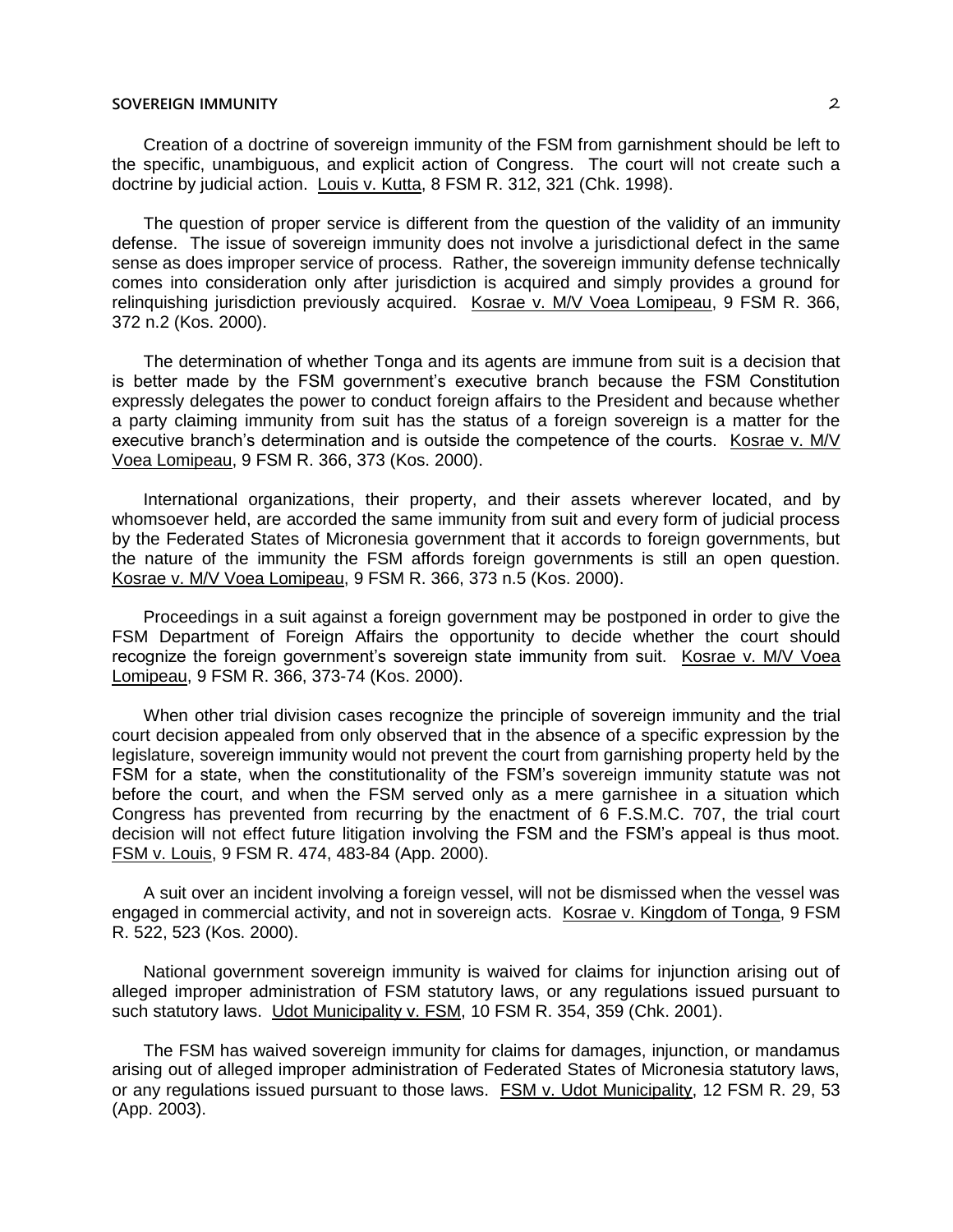Creation of a doctrine of sovereign immunity of the FSM from garnishment should be left to the specific, unambiguous, and explicit action of Congress. The court will not create such a doctrine by judicial action. Louis v. Kutta, 8 FSM R. 312, 321 (Chk. 1998).

The question of proper service is different from the question of the validity of an immunity defense. The issue of sovereign immunity does not involve a jurisdictional defect in the same sense as does improper service of process. Rather, the sovereign immunity defense technically comes into consideration only after jurisdiction is acquired and simply provides a ground for relinquishing jurisdiction previously acquired. Kosrae v. M/V Voea Lomipeau, 9 FSM R. 366, 372 n.2 (Kos. 2000).

The determination of whether Tonga and its agents are immune from suit is a decision that is better made by the FSM government's executive branch because the FSM Constitution expressly delegates the power to conduct foreign affairs to the President and because whether a party claiming immunity from suit has the status of a foreign sovereign is a matter for the executive branch's determination and is outside the competence of the courts. Kosrae v. M/V Voea Lomipeau, 9 FSM R. 366, 373 (Kos. 2000).

International organizations, their property, and their assets wherever located, and by whomsoever held, are accorded the same immunity from suit and every form of judicial process by the Federated States of Micronesia government that it accords to foreign governments, but the nature of the immunity the FSM affords foreign governments is still an open question. Kosrae v. M/V Voea Lomipeau, 9 FSM R. 366, 373 n.5 (Kos. 2000).

Proceedings in a suit against a foreign government may be postponed in order to give the FSM Department of Foreign Affairs the opportunity to decide whether the court should recognize the foreign government's sovereign state immunity from suit. Kosrae v. M/V Voea Lomipeau, 9 FSM R. 366, 373-74 (Kos. 2000).

When other trial division cases recognize the principle of sovereign immunity and the trial court decision appealed from only observed that in the absence of a specific expression by the legislature, sovereign immunity would not prevent the court from garnishing property held by the FSM for a state, when the constitutionality of the FSM's sovereign immunity statute was not before the court, and when the FSM served only as a mere garnishee in a situation which Congress has prevented from recurring by the enactment of 6 F.S.M.C. 707, the trial court decision will not effect future litigation involving the FSM and the FSM's appeal is thus moot. FSM v. Louis, 9 FSM R. 474, 483-84 (App. 2000).

A suit over an incident involving a foreign vessel, will not be dismissed when the vessel was engaged in commercial activity, and not in sovereign acts. Kosrae v. Kingdom of Tonga, 9 FSM R. 522, 523 (Kos. 2000).

National government sovereign immunity is waived for claims for injunction arising out of alleged improper administration of FSM statutory laws, or any regulations issued pursuant to such statutory laws. Udot Municipality v. FSM, 10 FSM R. 354, 359 (Chk. 2001).

The FSM has waived sovereign immunity for claims for damages, injunction, or mandamus arising out of alleged improper administration of Federated States of Micronesia statutory laws, or any regulations issued pursuant to those laws. FSM v. Udot Municipality, 12 FSM R. 29, 53 (App. 2003).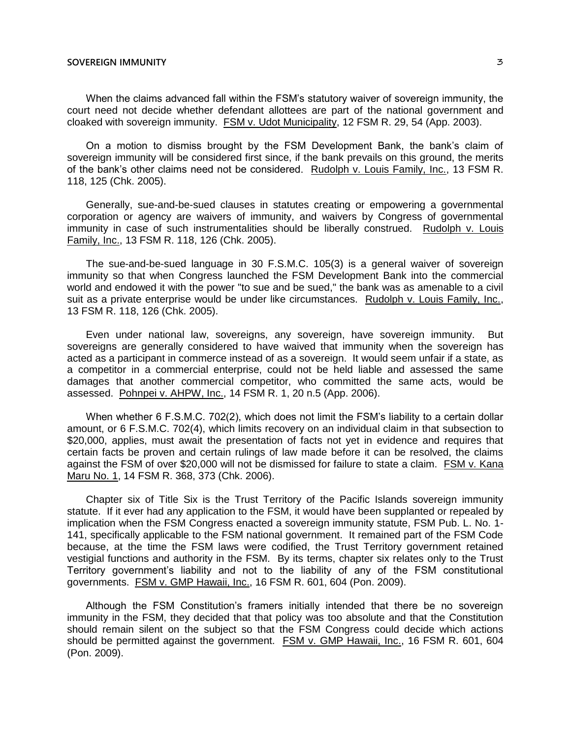When the claims advanced fall within the FSM's statutory waiver of sovereign immunity, the court need not decide whether defendant allottees are part of the national government and cloaked with sovereign immunity. FSM v. Udot Municipality, 12 FSM R. 29, 54 (App. 2003).

On a motion to dismiss brought by the FSM Development Bank, the bank's claim of sovereign immunity will be considered first since, if the bank prevails on this ground, the merits of the bank's other claims need not be considered. Rudolph v. Louis Family, Inc., 13 FSM R. 118, 125 (Chk. 2005).

Generally, sue-and-be-sued clauses in statutes creating or empowering a governmental corporation or agency are waivers of immunity, and waivers by Congress of governmental immunity in case of such instrumentalities should be liberally construed. Rudolph v. Louis Family, Inc., 13 FSM R. 118, 126 (Chk. 2005).

The sue-and-be-sued language in 30 F.S.M.C. 105(3) is a general waiver of sovereign immunity so that when Congress launched the FSM Development Bank into the commercial world and endowed it with the power "to sue and be sued," the bank was as amenable to a civil suit as a private enterprise would be under like circumstances. Rudolph v. Louis Family, Inc., 13 FSM R. 118, 126 (Chk. 2005).

Even under national law, sovereigns, any sovereign, have sovereign immunity. But sovereigns are generally considered to have waived that immunity when the sovereign has acted as a participant in commerce instead of as a sovereign. It would seem unfair if a state, as a competitor in a commercial enterprise, could not be held liable and assessed the same damages that another commercial competitor, who committed the same acts, would be assessed. Pohnpei v. AHPW, Inc., 14 FSM R. 1, 20 n.5 (App. 2006).

When whether 6 F.S.M.C. 702(2), which does not limit the FSM's liability to a certain dollar amount, or 6 F.S.M.C. 702(4), which limits recovery on an individual claim in that subsection to $20,000, applies, must await the presentation of facts not yet in evidence and requires that certain facts be proven and certain rulings of law made before it can be resolved, the claims against the FSM of over $20,000 will not be dismissed for failure to state a claim. FSM v. Kana Maru No. 1, 14 FSM R. 368, 373 (Chk. 2006).

Chapter six of Title Six is the Trust Territory of the Pacific Islands sovereign immunity statute. If it ever had any application to the FSM, it would have been supplanted or repealed by implication when the FSM Congress enacted a sovereign immunity statute, FSM Pub. L. No. 1-141, specifically applicable to the FSM national government. It remained part of the FSM Code because, at the time the FSM laws were codified, the Trust Territory government retained vestigial functions and authority in the FSM. By its terms, chapter six relates only to the Trust Territory government's liability and not to the liability of any of the FSM constitutional governments. FSM v. GMP Hawaii, Inc., 16 FSM R. 601, 604 (Pon. 2009).

Although the FSM Constitution's framers initially intended that there be no sovereign immunity in the FSM, they decided that that policy was too absolute and that the Constitution should remain silent on the subject so that the FSM Congress could decide which actions should be permitted against the government. FSM v. GMP Hawaii, Inc., 16 FSM R. 601, 604 (Pon. 2009).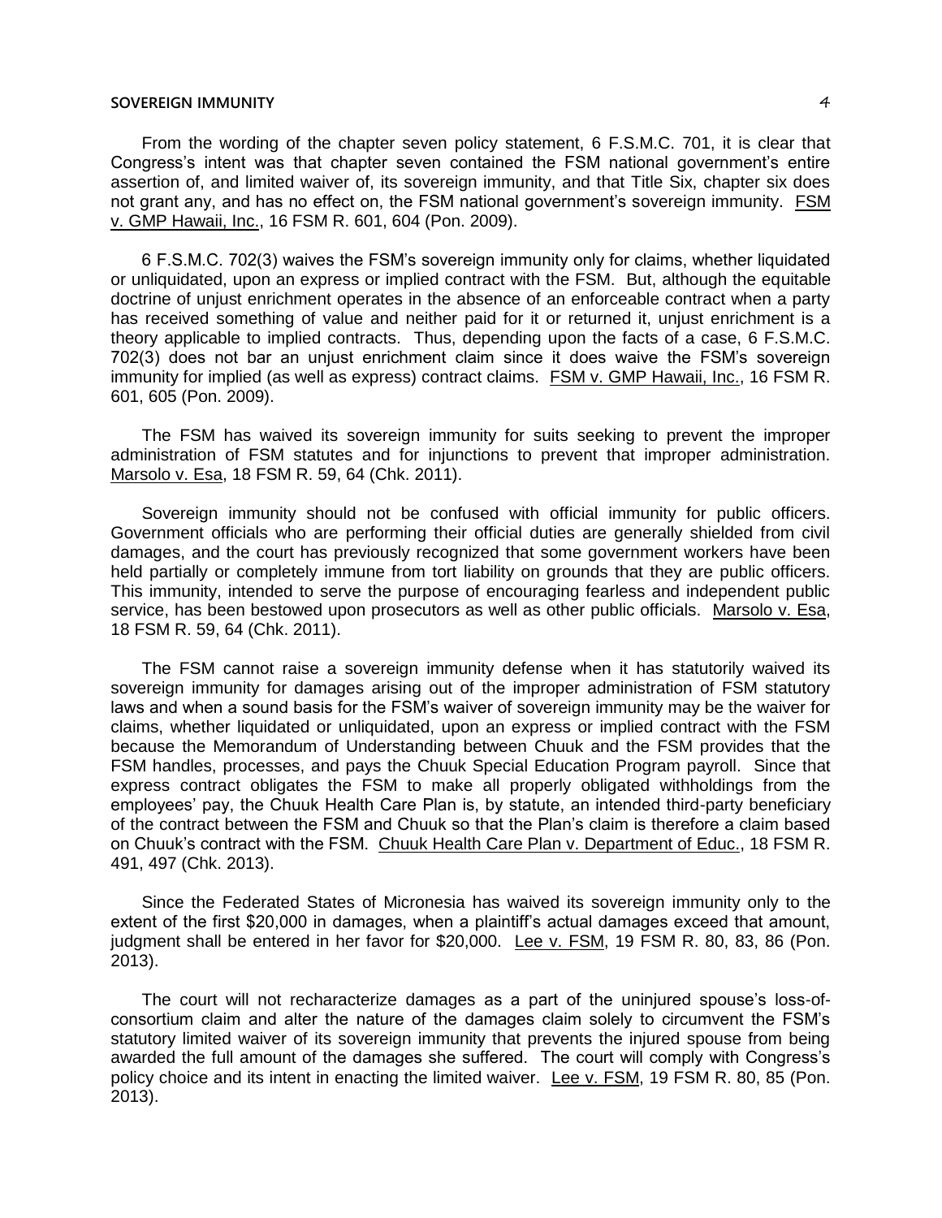From the wording of the chapter seven policy statement, 6 F.S.M.C. 701, it is clear that Congress's intent was that chapter seven contained the FSM national government's entire assertion of, and limited waiver of, its sovereign immunity, and that Title Six, chapter six does not grant any, and has no effect on, the FSM national government's sovereign immunity. FSM v. GMP Hawaii, Inc., 16 FSM R. 601, 604 (Pon. 2009).

6 F.S.M.C. 702(3) waives the FSM's sovereign immunity only for claims, whether liquidated or unliquidated, upon an express or implied contract with the FSM. But, although the equitable doctrine of unjust enrichment operates in the absence of an enforceable contract when a party has received something of value and neither paid for it or returned it, unjust enrichment is a theory applicable to implied contracts. Thus, depending upon the facts of a case, 6 F.S.M.C. 702(3) does not bar an unjust enrichment claim since it does waive the FSM's sovereign immunity for implied (as well as express) contract claims. FSM v. GMP Hawaii, Inc., 16 FSM R. 601, 605 (Pon. 2009).

The FSM has waived its sovereign immunity for suits seeking to prevent the improper administration of FSM statutes and for injunctions to prevent that improper administration. Marsolo v. Esa, 18 FSM R. 59, 64 (Chk. 2011).

Sovereign immunity should not be confused with official immunity for public officers. Government officials who are performing their official duties are generally shielded from civil damages, and the court has previously recognized that some government workers have been held partially or completely immune from tort liability on grounds that they are public officers. This immunity, intended to serve the purpose of encouraging fearless and independent public service, has been bestowed upon prosecutors as well as other public officials. Marsolo v. Esa, 18 FSM R. 59, 64 (Chk. 2011).

The FSM cannot raise a sovereign immunity defense when it has statutorily waived its sovereign immunity for damages arising out of the improper administration of FSM statutory laws and when a sound basis for the FSM's waiver of sovereign immunity may be the waiver for claims, whether liquidated or unliquidated, upon an express or implied contract with the FSM because the Memorandum of Understanding between Chuuk and the FSM provides that the FSM handles, processes, and pays the Chuuk Special Education Program payroll. Since that express contract obligates the FSM to make all properly obligated withholdings from the employees' pay, the Chuuk Health Care Plan is, by statute, an intended third-party beneficiary of the contract between the FSM and Chuuk so that the Plan's claim is therefore a claim based on Chuuk's contract with the FSM. Chuuk Health Care Plan v. Department of Educ., 18 FSM R. 491, 497 (Chk. 2013).

Since the Federated States of Micronesia has waived its sovereign immunity only to the extent of the first $20,000 in damages, when a plaintiff's actual damages exceed that amount, judgment shall be entered in her favor for $20,000. Lee v. FSM, 19 FSM R. 80, 83, 86 (Pon. 2013).

The court will not recharacterize damages as a part of the uninjured spouse's loss-of-consortium claim and alter the nature of the damages claim solely to circumvent the FSM's statutory limited waiver of its sovereign immunity that prevents the injured spouse from being awarded the full amount of the damages she suffered. The court will comply with Congress's policy choice and its intent in enacting the limited waiver. Lee v. FSM, 19 FSM R. 80, 85 (Pon. 2013).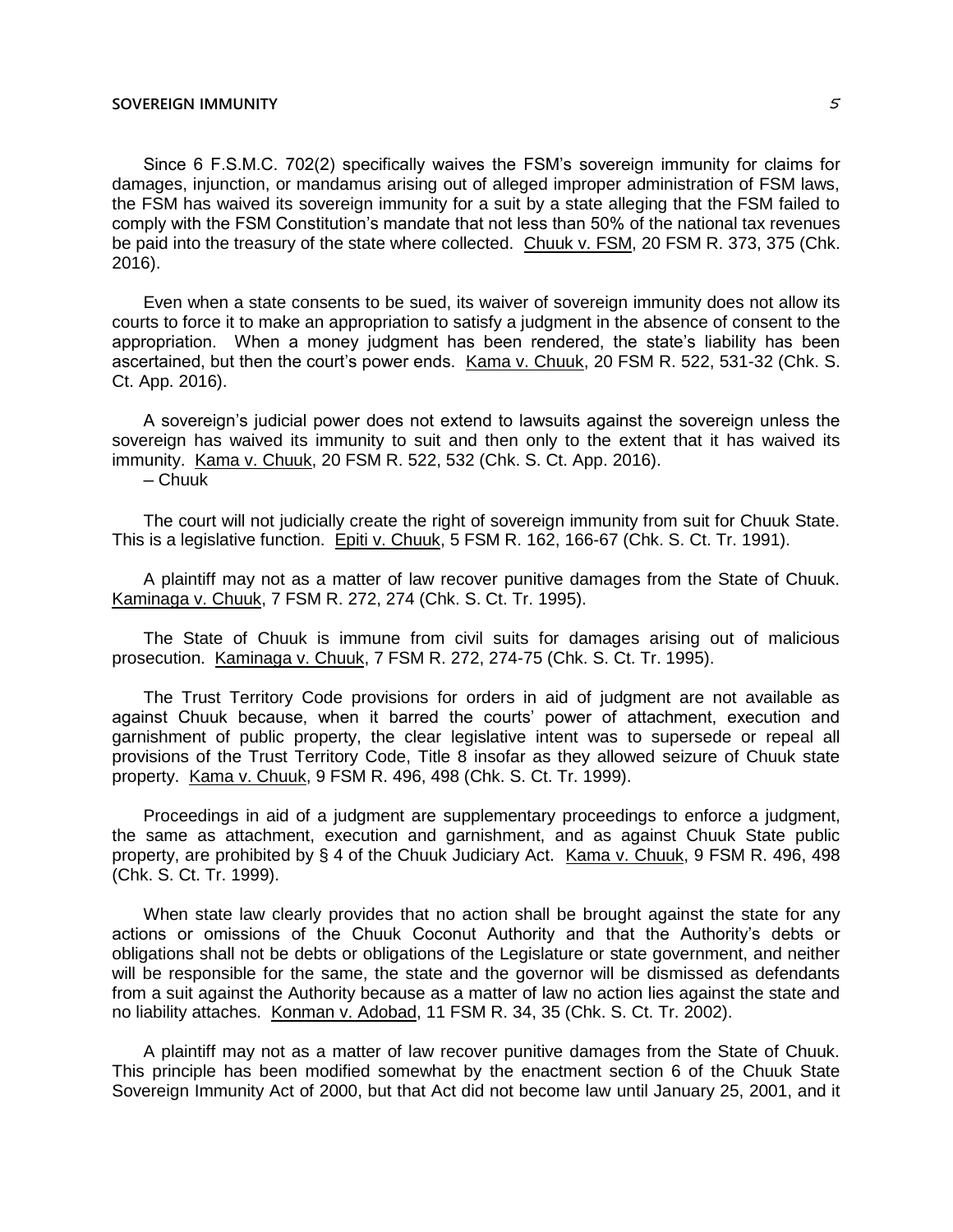Since 6 F.S.M.C. 702(2) specifically waives the FSM's sovereign immunity for claims for damages, injunction, or mandamus arising out of alleged improper administration of FSM laws, the FSM has waived its sovereign immunity for a suit by a state alleging that the FSM failed to comply with the FSM Constitution's mandate that not less than 50% of the national tax revenues be paid into the treasury of the state where collected. Chuuk v. FSM, 20 FSM R. 373, 375 (Chk. 2016).

Even when a state consents to be sued, its waiver of sovereign immunity does not allow its courts to force it to make an appropriation to satisfy a judgment in the absence of consent to the appropriation. When a money judgment has been rendered, the state's liability has been ascertained, but then the court's power ends. Kama v. Chuuk, 20 FSM R. 522, 531-32 (Chk. S. Ct. App. 2016).

A sovereign's judicial power does not extend to lawsuits against the sovereign unless the sovereign has waived its immunity to suit and then only to the extent that it has waived its immunity. Kama v. Chuuk, 20 FSM R. 522, 532 (Chk. S. Ct. App. 2016).

– Chuuk

The court will not judicially create the right of sovereign immunity from suit for Chuuk State. This is a legislative function. Epiti v. Chuuk, 5 FSM R. 162, 166-67 (Chk. S. Ct. Tr. 1991).

A plaintiff may not as a matter of law recover punitive damages from the State of Chuuk. Kaminaga v. Chuuk, 7 FSM R. 272, 274 (Chk. S. Ct. Tr. 1995).

The State of Chuuk is immune from civil suits for damages arising out of malicious prosecution. Kaminaga v. Chuuk, 7 FSM R. 272, 274-75 (Chk. S. Ct. Tr. 1995).

The Trust Territory Code provisions for orders in aid of judgment are not available as against Chuuk because, when it barred the courts' power of attachment, execution and garnishment of public property, the clear legislative intent was to supersede or repeal all provisions of the Trust Territory Code, Title 8 insofar as they allowed seizure of Chuuk state property. Kama v. Chuuk, 9 FSM R. 496, 498 (Chk. S. Ct. Tr. 1999).

Proceedings in aid of a judgment are supplementary proceedings to enforce a judgment, the same as attachment, execution and garnishment, and as against Chuuk State public property, are prohibited by § 4 of the Chuuk Judiciary Act. Kama v. Chuuk, 9 FSM R. 496, 498 (Chk. S. Ct. Tr. 1999).

When state law clearly provides that no action shall be brought against the state for any actions or omissions of the Chuuk Coconut Authority and that the Authority's debts or obligations shall not be debts or obligations of the Legislature or state government, and neither will be responsible for the same, the state and the governor will be dismissed as defendants from a suit against the Authority because as a matter of law no action lies against the state and no liability attaches. Konman v. Adobad, 11 FSM R. 34, 35 (Chk. S. Ct. Tr. 2002).

A plaintiff may not as a matter of law recover punitive damages from the State of Chuuk. This principle has been modified somewhat by the enactment section 6 of the Chuuk State Sovereign Immunity Act of 2000, but that Act did not become law until January 25, 2001, and it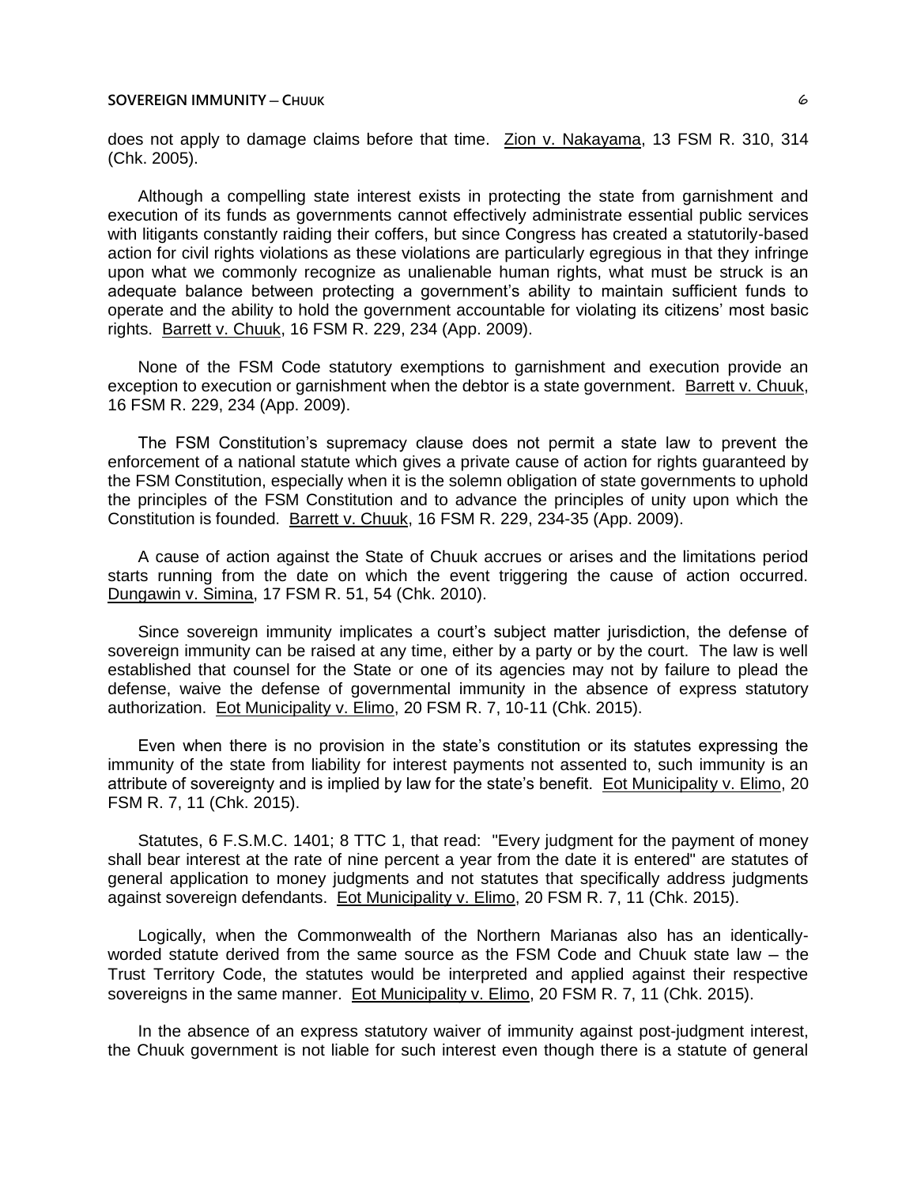does not apply to damage claims before that time. Zion v. Nakayama, 13 FSM R. 310, 314 (Chk. 2005).

Although a compelling state interest exists in protecting the state from garnishment and execution of its funds as governments cannot effectively administrate essential public services with litigants constantly raiding their coffers, but since Congress has created a statutorily-based action for civil rights violations as these violations are particularly egregious in that they infringe upon what we commonly recognize as unalienable human rights, what must be struck is an adequate balance between protecting a government's ability to maintain sufficient funds to operate and the ability to hold the government accountable for violating its citizens' most basic rights. Barrett v. Chuuk, 16 FSM R. 229, 234 (App. 2009).

None of the FSM Code statutory exemptions to garnishment and execution provide an exception to execution or garnishment when the debtor is a state government. Barrett v. Chuuk, 16 FSM R. 229, 234 (App. 2009).

The FSM Constitution's supremacy clause does not permit a state law to prevent the enforcement of a national statute which gives a private cause of action for rights guaranteed by the FSM Constitution, especially when it is the solemn obligation of state governments to uphold the principles of the FSM Constitution and to advance the principles of unity upon which the Constitution is founded. Barrett v. Chuuk, 16 FSM R. 229, 234-35 (App. 2009).

A cause of action against the State of Chuuk accrues or arises and the limitations period starts running from the date on which the event triggering the cause of action occurred. Dungawin v. Simina, 17 FSM R. 51, 54 (Chk. 2010).

Since sovereign immunity implicates a court's subject matter jurisdiction, the defense of sovereign immunity can be raised at any time, either by a party or by the court. The law is well established that counsel for the State or one of its agencies may not by failure to plead the defense, waive the defense of governmental immunity in the absence of express statutory authorization. Eot Municipality v. Elimo, 20 FSM R. 7, 10-11 (Chk. 2015).

Even when there is no provision in the state's constitution or its statutes expressing the immunity of the state from liability for interest payments not assented to, such immunity is an attribute of sovereignty and is implied by law for the state's benefit. Eot Municipality v. Elimo, 20 FSM R. 7, 11 (Chk. 2015).

Statutes, 6 F.S.M.C. 1401; 8 TTC 1, that read: "Every judgment for the payment of money shall bear interest at the rate of nine percent a year from the date it is entered" are statutes of general application to money judgments and not statutes that specifically address judgments against sovereign defendants. Eot Municipality v. Elimo, 20 FSM R. 7, 11 (Chk. 2015).

Logically, when the Commonwealth of the Northern Marianas also has an identically-worded statute derived from the same source as the FSM Code and Chuuk state law – the Trust Territory Code, the statutes would be interpreted and applied against their respective sovereigns in the same manner. Eot Municipality v. Elimo, 20 FSM R. 7, 11 (Chk. 2015).

In the absence of an express statutory waiver of immunity against post-judgment interest, the Chuuk government is not liable for such interest even though there is a statute of general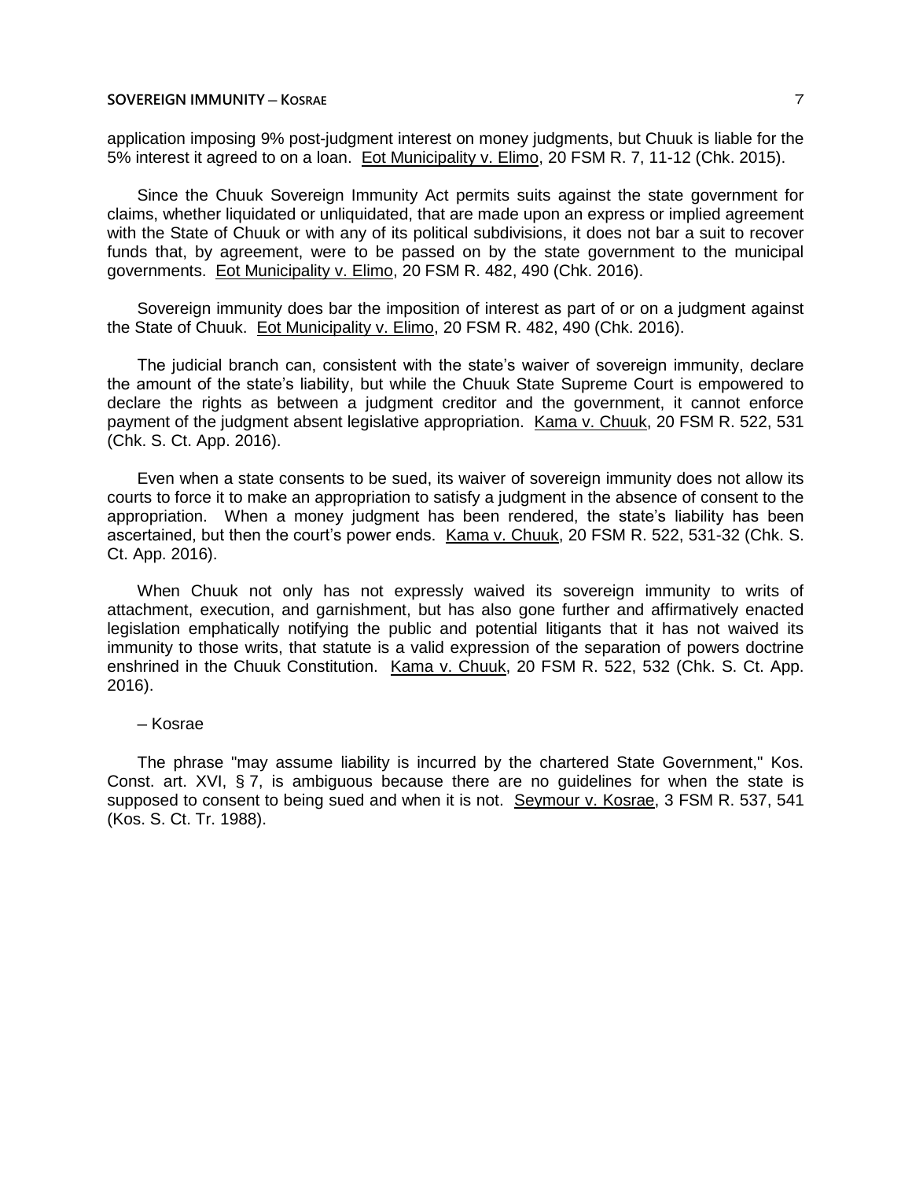application imposing 9% post-judgment interest on money judgments, but Chuuk is liable for the 5% interest it agreed to on a loan. Eot Municipality v. Elimo, 20 FSM R. 7, 11-12 (Chk. 2015).

Since the Chuuk Sovereign Immunity Act permits suits against the state government for claims, whether liquidated or unliquidated, that are made upon an express or implied agreement with the State of Chuuk or with any of its political subdivisions, it does not bar a suit to recover funds that, by agreement, were to be passed on by the state government to the municipal governments. Eot Municipality v. Elimo, 20 FSM R. 482, 490 (Chk. 2016).

Sovereign immunity does bar the imposition of interest as part of or on a judgment against the State of Chuuk. Eot Municipality v. Elimo, 20 FSM R. 482, 490 (Chk. 2016).

The judicial branch can, consistent with the state's waiver of sovereign immunity, declare the amount of the state's liability, but while the Chuuk State Supreme Court is empowered to declare the rights as between a judgment creditor and the government, it cannot enforce payment of the judgment absent legislative appropriation. Kama v. Chuuk, 20 FSM R. 522, 531 (Chk. S. Ct. App. 2016).

Even when a state consents to be sued, its waiver of sovereign immunity does not allow its courts to force it to make an appropriation to satisfy a judgment in the absence of consent to the appropriation. When a money judgment has been rendered, the state's liability has been ascertained, but then the court's power ends. Kama v. Chuuk, 20 FSM R. 522, 531-32 (Chk. S. Ct. App. 2016).

When Chuuk not only has not expressly waived its sovereign immunity to writs of attachment, execution, and garnishment, but has also gone further and affirmatively enacted legislation emphatically notifying the public and potential litigants that it has not waived its immunity to those writs, that statute is a valid expression of the separation of powers doctrine enshrined in the Chuuk Constitution. Kama v. Chuuk, 20 FSM R. 522, 532 (Chk. S. Ct. App. 2016).

## – Kosrae

The phrase "may assume liability is incurred by the chartered State Government," Kos. Const. art. XVI, § 7, is ambiguous because there are no guidelines for when the state is supposed to consent to being sued and when it is not. Seymour v. Kosrae, 3 FSM R. 537, 541 (Kos. S. Ct. Tr. 1988).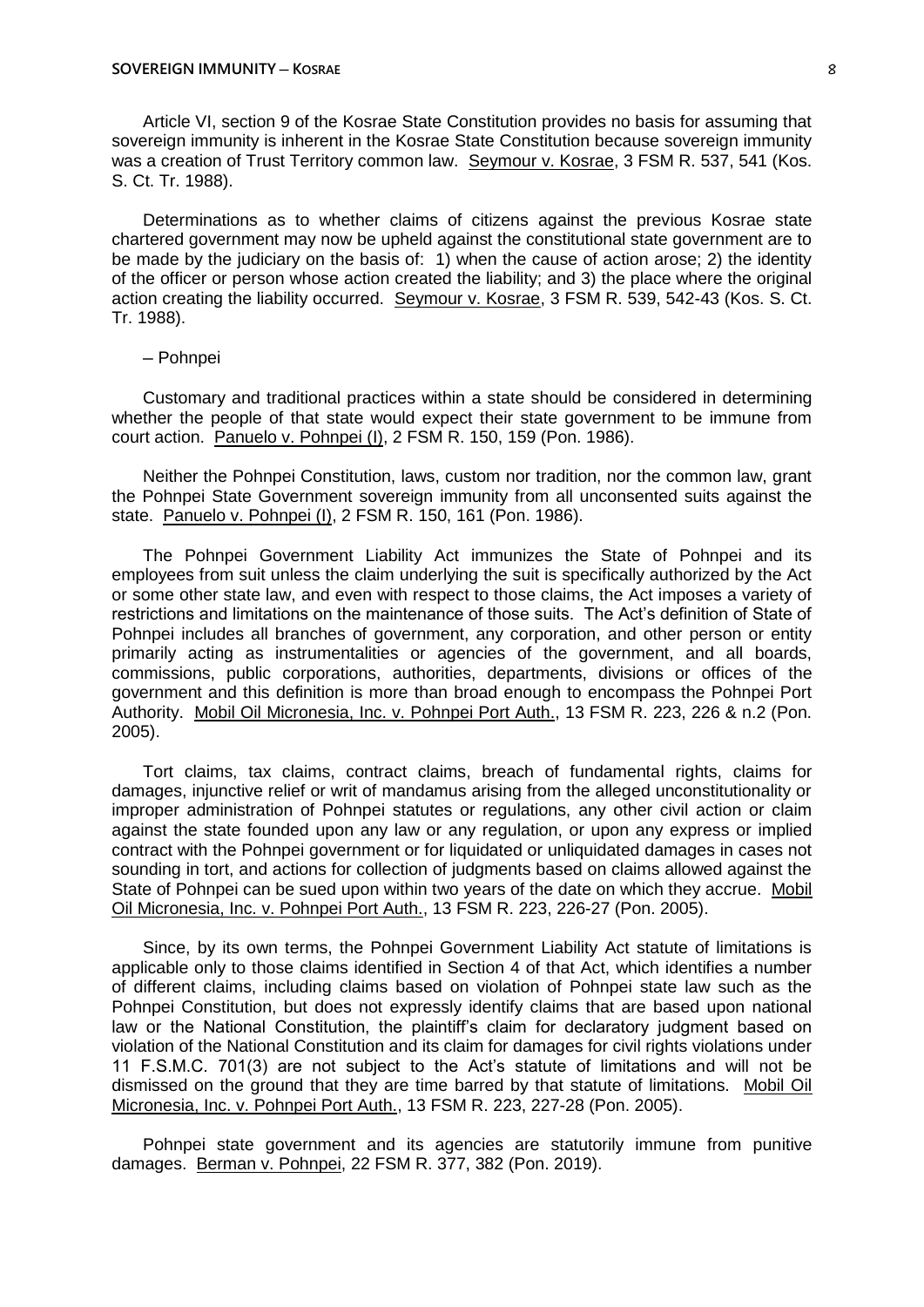Article VI, section 9 of the Kosrae State Constitution provides no basis for assuming that sovereign immunity is inherent in the Kosrae State Constitution because sovereign immunity was a creation of Trust Territory common law. Seymour v. Kosrae, 3 FSM R. 537, 541 (Kos. S. Ct. Tr. 1988).

Determinations as to whether claims of citizens against the previous Kosrae state chartered government may now be upheld against the constitutional state government are to be made by the judiciary on the basis of: 1) when the cause of action arose; 2) the identity of the officer or person whose action created the liability; and 3) the place where the original action creating the liability occurred. Seymour v. Kosrae, 3 FSM R. 539, 542-43 (Kos. S. Ct. Tr. 1988).

– Pohnpei

Customary and traditional practices within a state should be considered in determining whether the people of that state would expect their state government to be immune from court action. Panuelo v. Pohnpei (I), 2 FSM R. 150, 159 (Pon. 1986).

Neither the Pohnpei Constitution, laws, custom nor tradition, nor the common law, grant the Pohnpei State Government sovereign immunity from all unconsented suits against the state. Panuelo v. Pohnpei (I), 2 FSM R. 150, 161 (Pon. 1986).

The Pohnpei Government Liability Act immunizes the State of Pohnpei and its employees from suit unless the claim underlying the suit is specifically authorized by the Act or some other state law, and even with respect to those claims, the Act imposes a variety of restrictions and limitations on the maintenance of those suits. The Act's definition of State of Pohnpei includes all branches of government, any corporation, and other person or entity primarily acting as instrumentalities or agencies of the government, and all boards, commissions, public corporations, authorities, departments, divisions or offices of the government and this definition is more than broad enough to encompass the Pohnpei Port Authority. Mobil Oil Micronesia, Inc. v. Pohnpei Port Auth., 13 FSM R. 223, 226 & n.2 (Pon. 2005).

Tort claims, tax claims, contract claims, breach of fundamental rights, claims for damages, injunctive relief or writ of mandamus arising from the alleged unconstitutionality or improper administration of Pohnpei statutes or regulations, any other civil action or claim against the state founded upon any law or any regulation, or upon any express or implied contract with the Pohnpei government or for liquidated or unliquidated damages in cases not sounding in tort, and actions for collection of judgments based on claims allowed against the State of Pohnpei can be sued upon within two years of the date on which they accrue. Mobil Oil Micronesia, Inc. v. Pohnpei Port Auth., 13 FSM R. 223, 226-27 (Pon. 2005).

Since, by its own terms, the Pohnpei Government Liability Act statute of limitations is applicable only to those claims identified in Section 4 of that Act, which identifies a number of different claims, including claims based on violation of Pohnpei state law such as the Pohnpei Constitution, but does not expressly identify claims that are based upon national law or the National Constitution, the plaintiff's claim for declaratory judgment based on violation of the National Constitution and its claim for damages for civil rights violations under 11 F.S.M.C. 701(3) are not subject to the Act's statute of limitations and will not be dismissed on the ground that they are time barred by that statute of limitations. Mobil Oil Micronesia, Inc. v. Pohnpei Port Auth., 13 FSM R. 223, 227-28 (Pon. 2005).

Pohnpei state government and its agencies are statutorily immune from punitive damages. Berman v. Pohnpei, 22 FSM R. 377, 382 (Pon. 2019).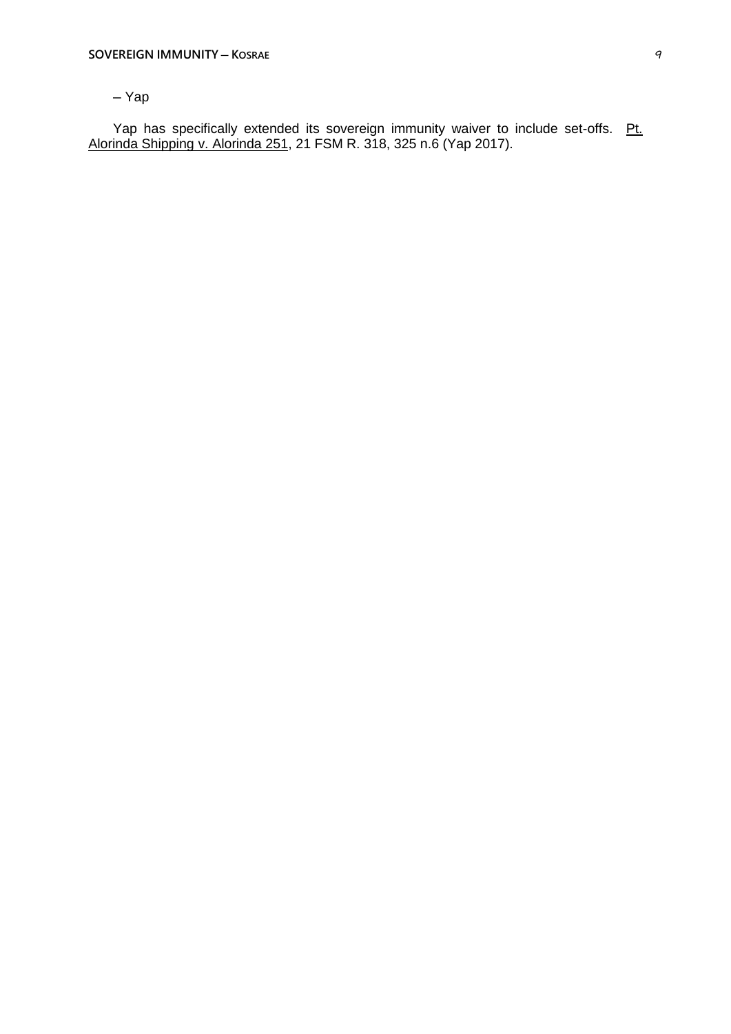– Yap

Yap has specifically extended its sovereign immunity waiver to include set-offs. Pt. Alorinda Shipping v. Alorinda 251, 21 FSM R. 318, 325 n.6 (Yap 2017).